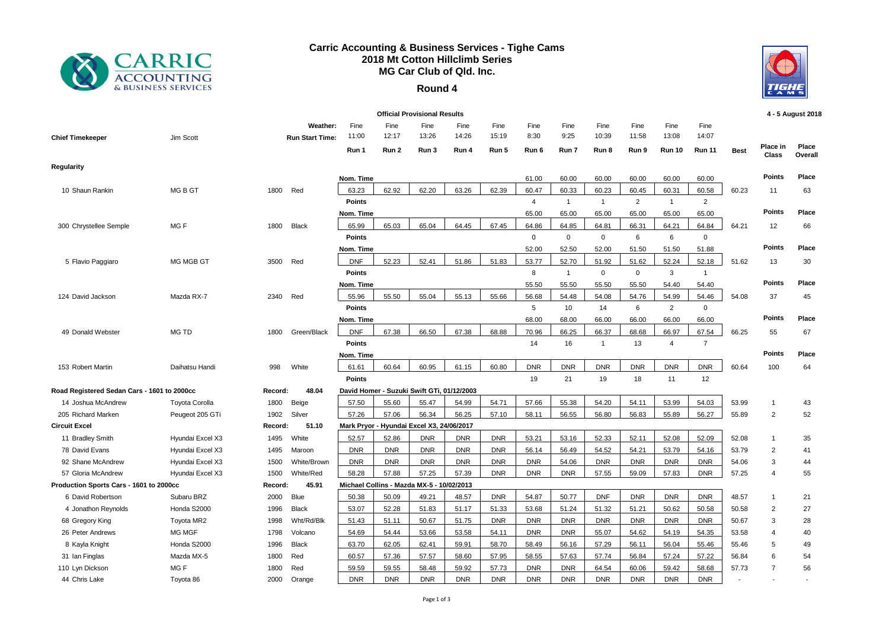# Carric Accounting & Business Services - Tighe Cams
## 2018 Mt Cotton Hillclimb Series
## MG Car Club of Qld. Inc.

### Round 4

**Official Provisional Results** — 4 - 5 August 2018

| | | | | | Run 1 | Run 2 | Run 3 | Run 4 | Run 5 | Run 6 | Run 7 | Run 8 | Run 9 | Run 10 | Run 11 | Best | Place in Class | Place Overall |
|---|---|---|---|---|---|---|---|---|---|---|---|---|---|---|---|---|---|---|
| **Chief Timekeeper** | Jim Scott | | | **Weather:** | Fine | Fine | Fine | Fine | Fine | Fine | Fine | Fine | Fine | Fine | Fine | | | |
| | | | | **Run Start Time:** | 11:00 | 12:17 | 13:26 | 14:26 | 15:19 | 8:30 | 9:25 | 10:39 | 11:58 | 13:08 | 14:07 | | | |
| **Regularity** | | | | | | | | | | | | | | | | | | |
| | | | | Nom. Time | | | | | | 61.00 | 60.00 | 60.00 | 60.00 | 60.00 | 60.00 | | Points | Place |
| 10 Shaun Rankin | MG B GT | 1800 | Red | | 63.23 | 62.92 | 62.20 | 63.26 | 62.39 | 60.47 | 60.33 | 60.23 | 60.45 | 60.31 | 60.58 | 60.23 | 11 | 63 |
| | | | | Points | | | | | | 4 | 1 | 1 | 2 | 1 | 2 | | | |
| | | | | Nom. Time | | | | | | 65.00 | 65.00 | 65.00 | 65.00 | 65.00 | 65.00 | | Points | Place |
| 300 Chrystellee Semple | MG F | 1800 | Black | | 65.99 | 65.03 | 65.04 | 64.45 | 67.45 | 64.86 | 64.85 | 64.81 | 66.31 | 64.21 | 64.84 | 64.21 | 12 | 66 |
| | | | | Points | | | | | | 0 | 0 | 0 | 6 | 6 | 0 | | | |
| | | | | Nom. Time | | | | | | 52.00 | 52.50 | 52.00 | 51.50 | 51.50 | 51.88 | | Points | Place |
| 5 Flavio Paggiaro | MG MGB GT | 3500 | Red | | DNF | 52.23 | 52.41 | 51.86 | 51.83 | 53.77 | 52.70 | 51.92 | 51.62 | 52.24 | 52.18 | 51.62 | 13 | 30 |
| | | | | Points | | | | | | 8 | 1 | 0 | 0 | 3 | 1 | | | |
| | | | | Nom. Time | | | | | | 55.50 | 55.50 | 55.50 | 55.50 | 54.40 | 54.40 | | Points | Place |
| 124 David Jackson | Mazda RX-7 | 2340 | Red | | 55.96 | 55.50 | 55.04 | 55.13 | 55.66 | 56.68 | 54.48 | 54.08 | 54.76 | 54.99 | 54.46 | 54.08 | 37 | 45 |
| | | | | Points | | | | | | 5 | 10 | 14 | 6 | 2 | 0 | | | |
| | | | | Nom. Time | | | | | | 68.00 | 68.00 | 66.00 | 66.00 | 66.00 | 66.00 | | Points | Place |
| 49 Donald Webster | MG TD | 1800 | Green/Black | | DNF | 67.38 | 66.50 | 67.38 | 68.88 | 70.96 | 66.25 | 66.37 | 68.68 | 66.97 | 67.54 | 66.25 | 55 | 67 |
| | | | | Points | | | | | | 14 | 16 | 1 | 13 | 4 | 7 | | | |
| | | | | Nom. Time | | | | | | | | | | | | | Points | Place |
| 153 Robert Martin | Daihatsu Handi | 998 | White | | 61.61 | 60.64 | 60.95 | 61.15 | 60.80 | DNR | DNR | DNR | DNR | DNR | DNR | 60.64 | 100 | 64 |
| | | | | Points | | | | | | 19 | 21 | 19 | 18 | 11 | 12 | | | |
| **Road Registered Sedan Cars - 1601 to 2000cc** | | Record: | 48.04 | David Homer - Suzuki Swift GTi, 01/12/2003 | | | | | | | | | | | | | | |
| 14 Joshua McAndrew | Toyota Corolla | 1800 | Beige | | 57.50 | 55.60 | 55.47 | 54.99 | 54.71 | 57.66 | 55.38 | 54.20 | 54.11 | 53.99 | 54.03 | 53.99 | 1 | 43 |
| 205 Richard Marken | Peugeot 205 GTi | 1902 | Silver | | 57.26 | 57.06 | 56.34 | 56.25 | 57.10 | 58.11 | 56.55 | 56.80 | 56.83 | 55.89 | 56.27 | 55.89 | 2 | 52 |
| **Circuit Excel** | | Record: | 51.10 | Mark Pryor - Hyundai Excel X3, 24/06/2017 | | | | | | | | | | | | | | |
| 11 Bradley Smith | Hyundai Excel X3 | 1495 | White | | 52.57 | 52.86 | DNR | DNR | DNR | 53.21 | 53.16 | 52.33 | 52.11 | 52.08 | 52.09 | 52.08 | 1 | 35 |
| 78 David Evans | Hyundai Excel X3 | 1495 | Maroon | | DNR | DNR | DNR | DNR | DNR | 56.14 | 56.49 | 54.52 | 54.21 | 53.79 | 54.16 | 53.79 | 2 | 41 |
| 92 Shane McAndrew | Hyundai Excel X3 | 1500 | White/Brown | | DNR | DNR | DNR | DNR | DNR | DNR | 54.06 | DNR | DNR | DNR | DNR | 54.06 | 3 | 44 |
| 57 Gloria McAndrew | Hyundai Excel X3 | 1500 | White/Red | | 58.28 | 57.88 | 57.25 | 57.39 | DNR | DNR | DNR | 57.55 | 59.09 | 57.83 | DNR | 57.25 | 4 | 55 |
| **Production Sports Cars - 1601 to 2000cc** | | Record: | 45.91 | Michael Collins - Mazda MX-5 - 10/02/2013 | | | | | | | | | | | | | | |
| 6 David Robertson | Subaru BRZ | 2000 | Blue | | 50.38 | 50.09 | 49.21 | 48.57 | DNR | 54.87 | 50.77 | DNF | DNR | DNR | DNR | 48.57 | 1 | 21 |
| 4 Jonathon Reynolds | Honda S2000 | 1996 | Black | | 53.07 | 52.28 | 51.83 | 51.17 | 51.33 | 53.68 | 51.24 | 51.32 | 51.21 | 50.62 | 50.58 | 50.58 | 2 | 27 |
| 68 Gregory King | Toyota MR2 | 1998 | Wht/Rd/Blk | | 51.43 | 51.11 | 50.67 | 51.75 | DNR | DNR | DNR | DNR | DNR | DNR | DNR | 50.67 | 3 | 28 |
| 26 Peter Andrews | MG MGF | 1798 | Volcano | | 54.69 | 54.44 | 53.66 | 53.58 | 54.11 | DNR | DNR | 55.07 | 54.62 | 54.19 | 54.35 | 53.58 | 4 | 40 |
| 8 Kayla Knight | Honda S2000 | 1996 | Black | | 63.70 | 62.05 | 62.41 | 59.91 | 58.70 | 58.49 | 56.16 | 57.29 | 56.11 | 56.04 | 55.46 | 55.46 | 5 | 49 |
| 31 Ian Finglas | Mazda MX-5 | 1800 | Red | | 60.57 | 57.36 | 57.57 | 58.60 | 57.95 | 58.55 | 57.63 | 57.74 | 56.84 | 57.24 | 57.22 | 56.84 | 6 | 54 |
| 110 Lyn Dickson | MG F | 1800 | Red | | 59.59 | 59.55 | 58.48 | 59.92 | 57.73 | DNR | DNR | 64.54 | 60.06 | 59.42 | 58.68 | 57.73 | 7 | 56 |
| 44 Chris Lake | Toyota 86 | 2000 | Orange | | DNR | DNR | DNR | DNR | DNR | DNR | DNR | DNR | DNR | DNR | DNR | - | - | - |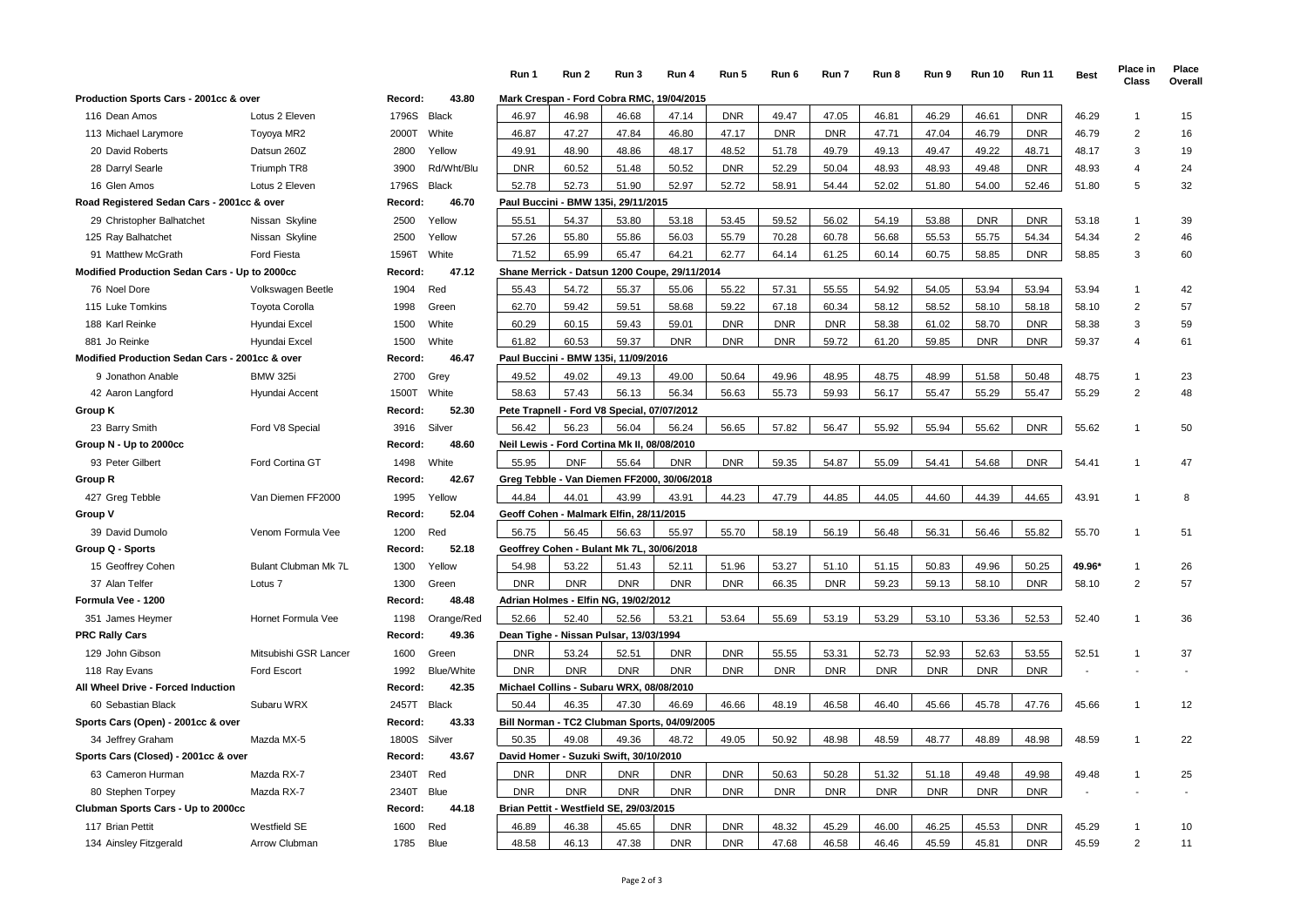| | | | | Run 1 | Run 2 | Run 3 | Run 4 | Run 5 | Run 6 | Run 7 | Run 8 | Run 9 | Run 10 | Run 11 | Best | Place in Class | Place Overall |
|---|---|---|---|---|---|---|---|---|---|---|---|---|---|---|---|---|---|
| **Production Sports Cars - 2001cc & over** | | Record: | 43.80 | Mark Crespan - Ford Cobra RMC, 19/04/2015 | | | | | | | | | | | | | |
| 116 Dean Amos | Lotus 2 Eleven | 1796S | Black | 46.97 | 46.98 | 46.68 | 47.14 | DNR | 49.47 | 47.05 | 46.81 | 46.29 | 46.61 | DNR | 46.29 | 1 | 15 |
| 113 Michael Larymore | Toyoya MR2 | 2000T | White | 46.87 | 47.27 | 47.84 | 46.80 | 47.17 | DNR | DNR | 47.71 | 47.04 | 46.79 | DNR | 46.79 | 2 | 16 |
| 20 David Roberts | Datsun 260Z | 2800 | Yellow | 49.91 | 48.90 | 48.86 | 48.17 | 48.52 | 51.78 | 49.79 | 49.13 | 49.47 | 49.22 | 48.71 | 48.17 | 3 | 19 |
| 28 Darryl Searle | Triumph TR8 | 3900 | Rd/Wht/Blu | DNR | 60.52 | 51.48 | 50.52 | DNR | 52.29 | 50.04 | 48.93 | 48.93 | 49.48 | DNR | 48.93 | 4 | 24 |
| 16 Glen Amos | Lotus 2 Eleven | 1796S | Black | 52.78 | 52.73 | 51.90 | 52.97 | 52.72 | 58.91 | 54.44 | 52.02 | 51.80 | 54.00 | 52.46 | 51.80 | 5 | 32 |
| **Road Registered Sedan Cars - 2001cc & over** | | Record: | 46.70 | Paul Buccini - BMW 135i, 29/11/2015 | | | | | | | | | | | | | |
| 29 Christopher Balhatchet | Nissan Skyline | 2500 | Yellow | 55.51 | 54.37 | 53.80 | 53.18 | 53.45 | 59.52 | 56.02 | 54.19 | 53.88 | DNR | DNR | 53.18 | 1 | 39 |
| 125 Ray Balhatchet | Nissan Skyline | 2500 | Yellow | 57.26 | 55.80 | 55.86 | 56.03 | 55.79 | 70.28 | 60.78 | 56.68 | 55.53 | 55.75 | 54.34 | 54.34 | 2 | 46 |
| 91 Matthew McGrath | Ford Fiesta | 1596T | White | 71.52 | 65.99 | 65.47 | 64.21 | 62.77 | 64.14 | 61.25 | 60.14 | 60.75 | 58.85 | DNR | 58.85 | 3 | 60 |
| **Modified Production Sedan Cars - Up to 2000cc** | | Record: | 47.12 | Shane Merrick - Datsun 1200 Coupe, 29/11/2014 | | | | | | | | | | | | | |
| 76 Noel Dore | Volkswagen Beetle | 1904 | Red | 55.43 | 54.72 | 55.37 | 55.06 | 55.22 | 57.31 | 55.55 | 54.92 | 54.05 | 53.94 | 53.94 | 53.94 | 1 | 42 |
| 115 Luke Tomkins | Toyota Corolla | 1998 | Green | 62.70 | 59.42 | 59.51 | 58.68 | 59.22 | 67.18 | 60.34 | 58.12 | 58.52 | 58.10 | 58.18 | 58.10 | 2 | 57 |
| 188 Karl Reinke | Hyundai Excel | 1500 | White | 60.29 | 60.15 | 59.43 | 59.01 | DNR | DNR | DNR | 58.38 | 61.02 | 58.70 | DNR | 58.38 | 3 | 59 |
| 881 Jo Reinke | Hyundai Excel | 1500 | White | 61.82 | 60.53 | 59.37 | DNR | DNR | DNR | 59.72 | 61.20 | 59.85 | DNR | DNR | 59.37 | 4 | 61 |
| **Modified Production Sedan Cars - 2001cc & over** | | Record: | 46.47 | Paul Buccini - BMW 135i, 11/09/2016 | | | | | | | | | | | | | |
| 9 Jonathon Anable | BMW 325i | 2700 | Grey | 49.52 | 49.02 | 49.13 | 49.00 | 50.64 | 49.96 | 48.95 | 48.75 | 48.99 | 51.58 | 50.48 | 48.75 | 1 | 23 |
| 42 Aaron Langford | Hyundai Accent | 1500T | White | 58.63 | 57.43 | 56.13 | 56.34 | 56.63 | 55.73 | 59.93 | 56.17 | 55.47 | 55.29 | 55.47 | 55.29 | 2 | 48 |
| **Group K** | | Record: | 52.30 | Pete Trapnell - Ford V8 Special, 07/07/2012 | | | | | | | | | | | | | |
| 23 Barry Smith | Ford V8 Special | 3916 | Silver | 56.42 | 56.23 | 56.04 | 56.24 | 56.65 | 57.82 | 56.47 | 55.92 | 55.94 | 55.62 | DNR | 55.62 | 1 | 50 |
| **Group N - Up to 2000cc** | | Record: | 48.60 | Neil Lewis - Ford Cortina Mk II, 08/08/2010 | | | | | | | | | | | | | |
| 93 Peter Gilbert | Ford Cortina GT | 1498 | White | 55.95 | DNF | 55.64 | DNR | DNR | 59.35 | 54.87 | 55.09 | 54.41 | 54.68 | DNR | 54.41 | 1 | 47 |
| **Group R** | | Record: | 42.67 | Greg Tebble - Van Diemen FF2000, 30/06/2018 | | | | | | | | | | | | | |
| 427 Greg Tebble | Van Diemen FF2000 | 1995 | Yellow | 44.84 | 44.01 | 43.99 | 43.91 | 44.23 | 47.79 | 44.85 | 44.05 | 44.60 | 44.39 | 44.65 | 43.91 | 1 | 8 |
| **Group V** | | Record: | 52.04 | Geoff Cohen - Malmark Elfin, 28/11/2015 | | | | | | | | | | | | | |
| 39 David Dumolo | Venom Formula Vee | 1200 | Red | 56.75 | 56.45 | 56.63 | 55.97 | 55.70 | 58.19 | 56.19 | 56.48 | 56.31 | 56.46 | 55.82 | 55.70 | 1 | 51 |
| **Group Q - Sports** | | Record: | 52.18 | Geoffrey Cohen - Bulant Mk 7L, 30/06/2018 | | | | | | | | | | | | | |
| 15 Geoffrey Cohen | Bulant Clubman Mk 7L | 1300 | Yellow | 54.98 | 53.22 | 51.43 | 52.11 | 51.96 | 53.27 | 51.10 | 51.15 | 50.83 | 49.96 | 50.25 | **49.96*** | 1 | 26 |
| 37 Alan Telfer | Lotus 7 | 1300 | Green | DNR | DNR | DNR | DNR | DNR | 66.35 | DNR | 59.23 | 59.13 | 58.10 | DNR | 58.10 | 2 | 57 |
| **Formula Vee - 1200** | | Record: | 48.48 | Adrian Holmes - Elfin NG, 19/02/2012 | | | | | | | | | | | | | |
| 351 James Heymer | Hornet Formula Vee | 1198 | Orange/Red | 52.66 | 52.40 | 52.56 | 53.21 | 53.64 | 55.69 | 53.19 | 53.29 | 53.10 | 53.36 | 52.53 | 52.40 | 1 | 36 |
| **PRC Rally Cars** | | Record: | 49.36 | Dean Tighe - Nissan Pulsar, 13/03/1994 | | | | | | | | | | | | | |
| 129 John Gibson | Mitsubishi GSR Lancer | 1600 | Green | DNR | 53.24 | 52.51 | DNR | DNR | 55.55 | 53.31 | 52.73 | 52.93 | 52.63 | 53.55 | 52.51 | 1 | 37 |
| 118 Ray Evans | Ford Escort | 1992 | Blue/White | DNR | DNR | DNR | DNR | DNR | DNR | DNR | DNR | DNR | DNR | DNR | - | - | - |
| **All Wheel Drive - Forced Induction** | | Record: | 42.35 | Michael Collins - Subaru WRX, 08/08/2010 | | | | | | | | | | | | | |
| 60 Sebastian Black | Subaru WRX | 2457T | Black | 50.44 | 46.35 | 47.30 | 46.69 | 46.66 | 48.19 | 46.58 | 46.40 | 45.66 | 45.78 | 47.76 | 45.66 | 1 | 12 |
| **Sports Cars (Open) - 2001cc & over** | | Record: | 43.33 | Bill Norman - TC2 Clubman Sports, 04/09/2005 | | | | | | | | | | | | | |
| 34 Jeffrey Graham | Mazda MX-5 | 1800S | Silver | 50.35 | 49.08 | 49.36 | 48.72 | 49.05 | 50.92 | 48.98 | 48.59 | 48.77 | 48.89 | 48.98 | 48.59 | 1 | 22 |
| **Sports Cars (Closed) - 2001cc & over** | | Record: | 43.67 | David Homer - Suzuki Swift, 30/10/2010 | | | | | | | | | | | | | |
| 63 Cameron Hurman | Mazda RX-7 | 2340T | Red | DNR | DNR | DNR | DNR | DNR | 50.63 | 50.28 | 51.32 | 51.18 | 49.48 | 49.98 | 49.48 | 1 | 25 |
| 80 Stephen Torpey | Mazda RX-7 | 2340T | Blue | DNR | DNR | DNR | DNR | DNR | DNR | DNR | DNR | DNR | DNR | DNR | - | - | - |
| **Clubman Sports Cars - Up to 2000cc** | | Record: | 44.18 | Brian Pettit - Westfield SE, 29/03/2015 | | | | | | | | | | | | | |
| 117 Brian Pettit | Westfield SE | 1600 | Red | 46.89 | 46.38 | 45.65 | DNR | DNR | 48.32 | 45.29 | 46.00 | 46.25 | 45.53 | DNR | 45.29 | 1 | 10 |
| 134 Ainsley Fitzgerald | Arrow Clubman | 1785 | Blue | 48.58 | 46.13 | 47.38 | DNR | DNR | 47.68 | 46.58 | 46.46 | 45.59 | 45.81 | DNR | 45.59 | 2 | 11 |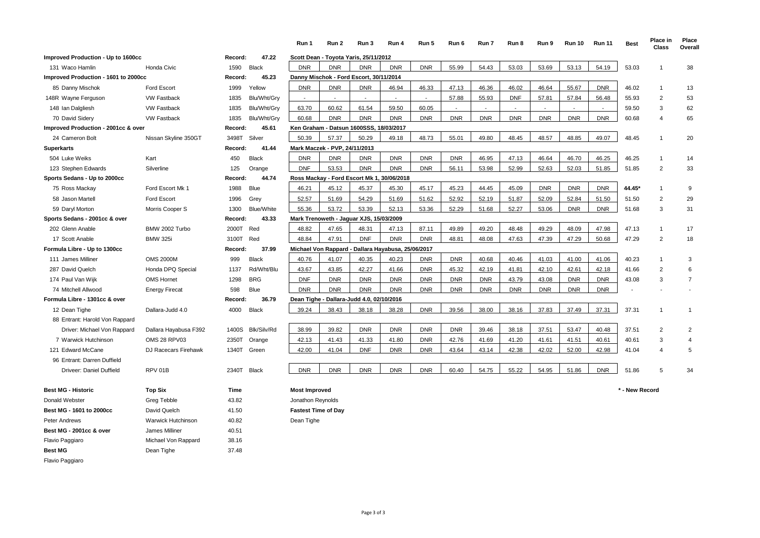| | | | | Run 1 | Run 2 | Run 3 | Run 4 | Run 5 | Run 6 | Run 7 | Run 8 | Run 9 | Run 10 | Run 11 | Best | Place in Class | Place Overall |
|---|---|---|---|---|---|---|---|---|---|---|---|---|---|---|---|---|---|
| **Improved Production - Up to 1600cc** | | **Record:** | **47.22** | **Scott Dean - Toyota Yaris, 25/11/2012** | | | | | | | | | | | | | |
| 131 Waco Hamlin | Honda Civic | 1590 | Black | DNR | DNR | DNR | DNR | DNR | 55.99 | 54.43 | 53.03 | 53.69 | 53.13 | 54.19 | 53.03 | 1 | 38 |
| **Improved Production - 1601 to 2000cc** | | **Record:** | **45.23** | **Danny Mischok - Ford Escort, 30/11/2014** | | | | | | | | | | | | | |
| 85 Danny Mischok | Ford Escort | 1999 | Yellow | DNR | DNR | DNR | 46.94 | 46.33 | 47.13 | 46.36 | 46.02 | 46.64 | 55.67 | DNR | 46.02 | 1 | 13 |
| 148R Wayne Ferguson | VW Fastback | 1835 | Blu/Wht/Gry | - | - | - | - | - | 57.88 | 55.93 | DNF | 57.81 | 57.84 | 56.48 | 55.93 | 2 | 53 |
| 148 Ian Dalgliesh | VW Fastback | 1835 | Blu/Wht/Gry | 63.70 | 60.62 | 61.54 | 59.50 | 60.05 | - | - | - | - | - | - | 59.50 | 3 | 62 |
| 70 David Sidery | VW Fastback | 1835 | Blu/Wht/Gry | 60.68 | DNR | DNR | DNR | DNR | DNR | DNR | DNR | DNR | DNR | DNR | 60.68 | 4 | 65 |
| **Improved Production - 2001cc & over** | | **Record:** | **45.61** | **Ken Graham - Datsun 1600SSS, 18/03/2017** | | | | | | | | | | | | | |
| 24 Cameron Bolt | Nissan Skyline 350GT | 3498T | Silver | 50.39 | 57.37 | 50.29 | 49.18 | 48.73 | 55.01 | 49.80 | 48.45 | 48.57 | 48.85 | 49.07 | 48.45 | 1 | 20 |
| **Superkarts** | | **Record:** | **41.44** | **Mark Maczek - PVP, 24/11/2013** | | | | | | | | | | | | | |
| 504 Luke Weiks | Kart | 450 | Black | DNR | DNR | DNR | DNR | DNR | DNR | 46.95 | 47.13 | 46.64 | 46.70 | 46.25 | 46.25 | 1 | 14 |
| 123 Stephen Edwards | Silverline | 125 | Orange | DNF | 53.53 | DNR | DNR | DNR | 56.11 | 53.98 | 52.99 | 52.63 | 52.03 | 51.85 | 51.85 | 2 | 33 |
| **Sports Sedans - Up to 2000cc** | | **Record:** | **44.74** | **Ross Mackay - Ford Escort Mk 1, 30/06/2018** | | | | | | | | | | | | | |
| 75 Ross Mackay | Ford Escort Mk 1 | 1988 | Blue | 46.21 | 45.12 | 45.37 | 45.30 | 45.17 | 45.23 | 44.45 | 45.09 | DNR | DNR | DNR | **44.45*** | 1 | 9 |
| 58 Jason Martell | Ford Escort | 1996 | Grey | 52.57 | 51.69 | 54.29 | 51.69 | 51.62 | 52.92 | 52.19 | 51.87 | 52.09 | 52.84 | 51.50 | 51.50 | 2 | 29 |
| 59 Daryl Morton | Morris Cooper S | 1300 | Blue/White | 55.36 | 53.72 | 53.39 | 52.13 | 53.36 | 52.29 | 51.68 | 52.27 | 53.06 | DNR | DNR | 51.68 | 3 | 31 |
| **Sports Sedans - 2001cc & over** | | **Record:** | **43.33** | **Mark Trenoweth - Jaguar XJS, 15/03/2009** | | | | | | | | | | | | | |
| 202 Glenn Anable | BMW 2002 Turbo | 2000T | Red | 48.82 | 47.65 | 48.31 | 47.13 | 87.11 | 49.89 | 49.20 | 48.48 | 49.29 | 48.09 | 47.98 | 47.13 | 1 | 17 |
| 17 Scott Anable | BMW 325i | 3100T | Red | 48.84 | 47.91 | DNF | DNR | DNR | 48.81 | 48.08 | 47.63 | 47.39 | 47.29 | 50.68 | 47.29 | 2 | 18 |
| **Formula Libre - Up to 1300cc** | | **Record:** | **37.99** | **Michael Von Rappard - Dallara Hayabusa, 25/06/2017** | | | | | | | | | | | | | |
| 111 James Milliner | OMS 2000M | 999 | Black | 40.76 | 41.07 | 40.35 | 40.23 | DNR | DNR | 40.68 | 40.46 | 41.03 | 41.00 | 41.06 | 40.23 | 1 | 3 |
| 287 David Quelch | Honda DPQ Special | 1137 | Rd/Wht/Blu | 43.67 | 43.85 | 42.27 | 41.66 | DNR | 45.32 | 42.19 | 41.81 | 42.10 | 42.61 | 42.18 | 41.66 | 2 | 6 |
| 174 Paul Van Wijk | OMS Hornet | 1298 | BRG | DNF | DNR | DNR | DNR | DNR | DNR | DNR | 43.79 | 43.08 | DNR | DNR | 43.08 | 3 | 7 |
| 74 Mitchell Allwood | Energy Firecat | 598 | Blue | DNR | DNR | DNR | DNR | DNR | DNR | DNR | DNR | DNR | DNR | DNR | - | - | - |
| **Formula Libre - 1301cc & over** | | **Record:** | **36.79** | **Dean Tighe - Dallara-Judd 4.0, 02/10/2016** | | | | | | | | | | | | | |
| 12 Dean Tighe | Dallara-Judd 4.0 | 4000 | Black | 39.24 | 38.43 | 38.18 | 38.28 | DNR | 39.56 | 38.00 | 38.16 | 37.83 | 37.49 | 37.31 | 37.31 | 1 | 1 |
| 88 Entrant: Harold Von Rappard | | | | | | | | | | | | | | | | | |
| Driver: Michael Von Rappard | Dallara Hayabusa F392 | 1400S | Blk/Silv/Rd | 38.99 | 39.82 | DNR | DNR | DNR | DNR | 39.46 | 38.18 | 37.51 | 53.47 | 40.48 | 37.51 | 2 | 2 |
| 7 Warwick Hutchinson | OMS 28 RPV03 | 2350T | Orange | 42.13 | 41.43 | 41.33 | 41.80 | DNR | 42.76 | 41.69 | 41.20 | 41.61 | 41.51 | 40.61 | 40.61 | 3 | 4 |
| 121 Edward McCane | DJ Racecars Firehawk | 1340T | Green | 42.00 | 41.04 | DNF | DNR | DNR | 43.64 | 43.14 | 42.38 | 42.02 | 52.00 | 42.98 | 41.04 | 4 | 5 |
| 96 Entrant: Darren Duffield | | | | | | | | | | | | | | | | | |
| Driveer: Daniel Duffield | RPV 01B | 2340T | Black | DNR | DNR | DNR | DNR | DNR | 60.40 | 54.75 | 55.22 | 54.95 | 51.86 | DNR | 51.86 | 5 | 34 |

| | | | |
|---|---|---|---|
| **Best MG - Historic** | **Top Six** | **Time** | **Most Improved** |
| Donald Webster | Greg Tebble | 43.82 | Jonathon Reynolds |
| **Best MG - 1601 to 2000cc** | David Quelch | 41.50 | **Fastest Time of Day** |
| Peter Andrews | Warwick Hutchinson | 40.82 | Dean Tighe |
| **Best MG - 2001cc & over** | James Milliner | 40.51 | |
| Flavio Paggiaro | Michael Von Rappard | 38.16 | |
| **Best MG** | Dean Tighe | 37.48 | |
| Flavio Paggiaro | | | |

* - New Record